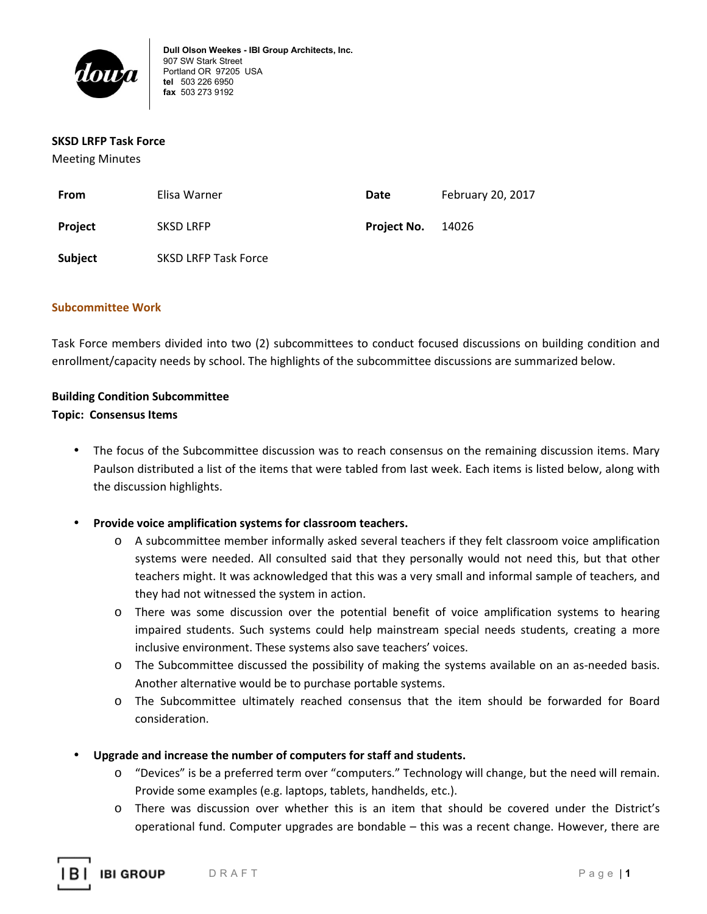Dull Olson Weekes - IBI Group Architects, Inc.
907 SW Stark Street
Portland OR 97205 USA
**tel** 503 226 6950
**fax** 503 273 9192

**SKSD LRFP Task Force**
Meeting Minutes

| **From** | Elisa Warner | **Date** | February 20, 2017 |
|---|---|---|---|
| **Project** | SKSD LRFP | **Project No.** | 14026 |
| **Subject** | SKSD LRFP Task Force | | |

## Subcommittee Work

Task Force members divided into two (2) subcommittees to conduct focused discussions on building condition and enrollment/capacity needs by school. The highlights of the subcommittee discussions are summarized below.

**Building Condition Subcommittee**
**Topic: Consensus Items**

- The focus of the Subcommittee discussion was to reach consensus on the remaining discussion items. Mary Paulson distributed a list of the items that were tabled from last week. Each items is listed below, along with the discussion highlights.

- **Provide voice amplification systems for classroom teachers.**
  - A subcommittee member informally asked several teachers if they felt classroom voice amplification systems were needed. All consulted said that they personally would not need this, but that other teachers might. It was acknowledged that this was a very small and informal sample of teachers, and they had not witnessed the system in action.
  - There was some discussion over the potential benefit of voice amplification systems to hearing impaired students. Such systems could help mainstream special needs students, creating a more inclusive environment. These systems also save teachers' voices.
  - The Subcommittee discussed the possibility of making the systems available on an as-needed basis. Another alternative would be to purchase portable systems.
  - The Subcommittee ultimately reached consensus that the item should be forwarded for Board consideration.

- **Upgrade and increase the number of computers for staff and students.**
  - "Devices" is be a preferred term over "computers." Technology will change, but the need will remain. Provide some examples (e.g. laptops, tablets, handhelds, etc.).
  - There was discussion over whether this is an item that should be covered under the District's operational fund. Computer upgrades are bondable – this was a recent change. However, there are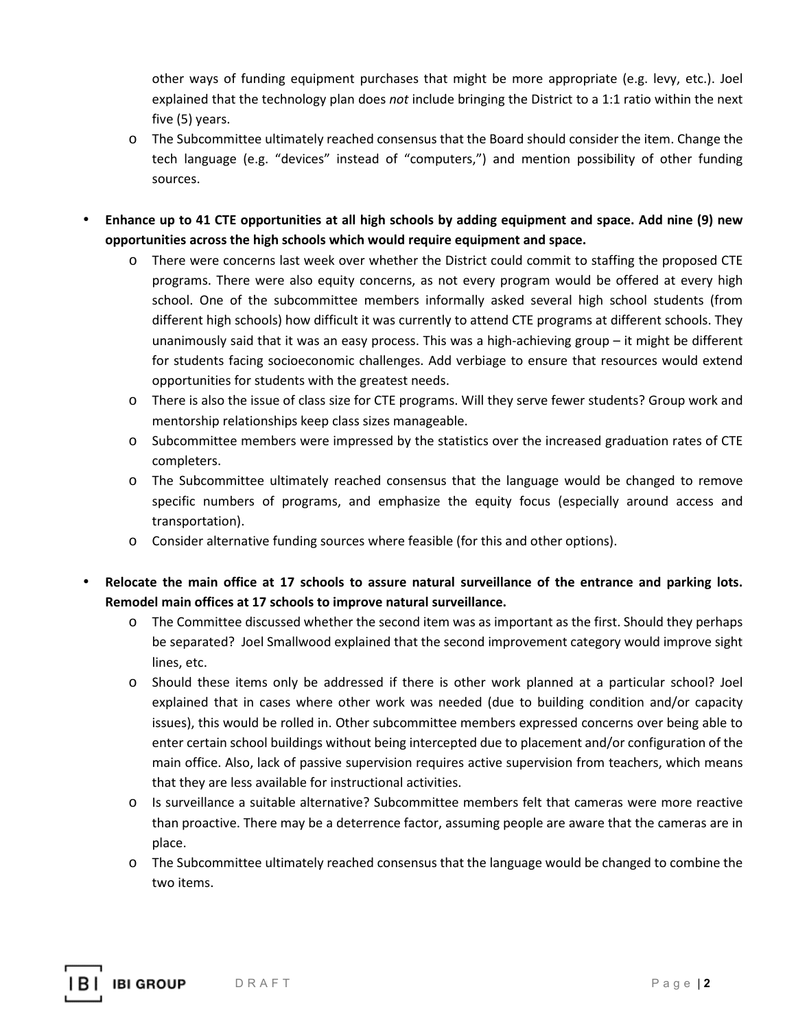- other ways of funding equipment purchases that might be more appropriate (e.g. levy, etc.). Joel explained that the technology plan does *not* include bringing the District to a 1:1 ratio within the next five (5) years.
  - The Subcommittee ultimately reached consensus that the Board should consider the item. Change the tech language (e.g. "devices" instead of "computers,") and mention possibility of other funding sources.

- **Enhance up to 41 CTE opportunities at all high schools by adding equipment and space. Add nine (9) new opportunities across the high schools which would require equipment and space.**
  - There were concerns last week over whether the District could commit to staffing the proposed CTE programs. There were also equity concerns, as not every program would be offered at every high school. One of the subcommittee members informally asked several high school students (from different high schools) how difficult it was currently to attend CTE programs at different schools. They unanimously said that it was an easy process. This was a high-achieving group – it might be different for students facing socioeconomic challenges. Add verbiage to ensure that resources would extend opportunities for students with the greatest needs.
  - There is also the issue of class size for CTE programs. Will they serve fewer students? Group work and mentorship relationships keep class sizes manageable.
  - Subcommittee members were impressed by the statistics over the increased graduation rates of CTE completers.
  - The Subcommittee ultimately reached consensus that the language would be changed to remove specific numbers of programs, and emphasize the equity focus (especially around access and transportation).
  - Consider alternative funding sources where feasible (for this and other options).

- **Relocate the main office at 17 schools to assure natural surveillance of the entrance and parking lots. Remodel main offices at 17 schools to improve natural surveillance.**
  - The Committee discussed whether the second item was as important as the first. Should they perhaps be separated? Joel Smallwood explained that the second improvement category would improve sight lines, etc.
  - Should these items only be addressed if there is other work planned at a particular school? Joel explained that in cases where other work was needed (due to building condition and/or capacity issues), this would be rolled in. Other subcommittee members expressed concerns over being able to enter certain school buildings without being intercepted due to placement and/or configuration of the main office. Also, lack of passive supervision requires active supervision from teachers, which means that they are less available for instructional activities.
  - Is surveillance a suitable alternative? Subcommittee members felt that cameras were more reactive than proactive. There may be a deterrence factor, assuming people are aware that the cameras are in place.
  - The Subcommittee ultimately reached consensus that the language would be changed to combine the two items.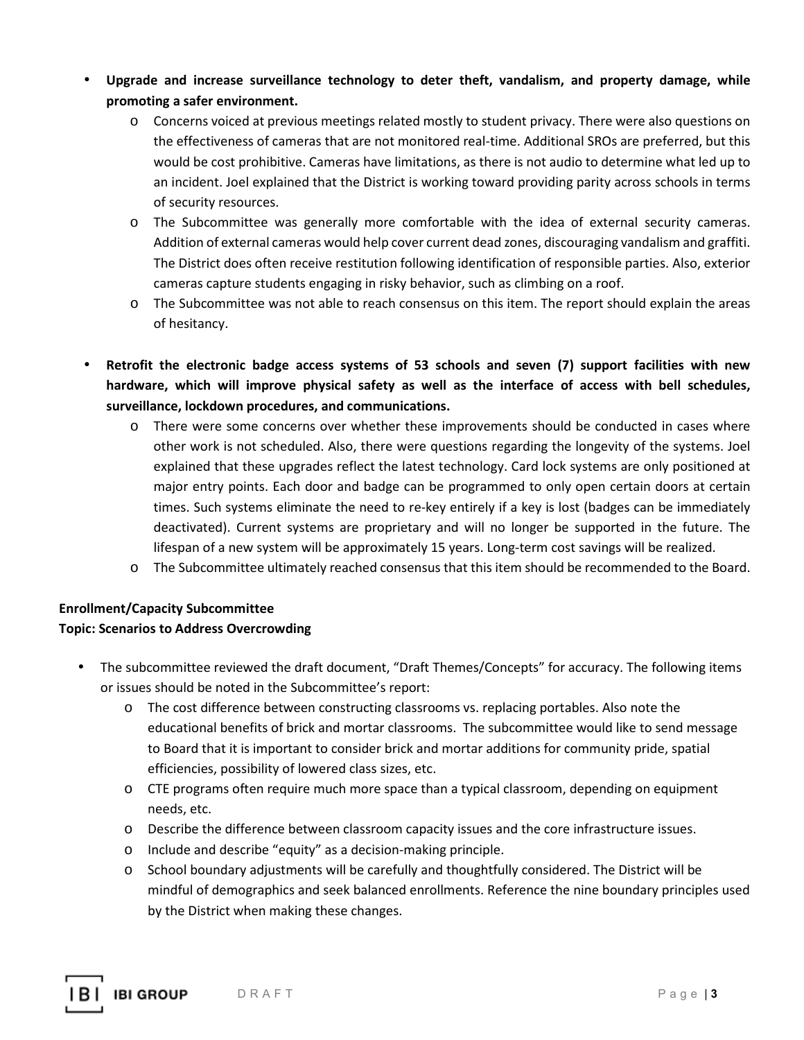- **Upgrade and increase surveillance technology to deter theft, vandalism, and property damage, while promoting a safer environment.**
    - Concerns voiced at previous meetings related mostly to student privacy. There were also questions on the effectiveness of cameras that are not monitored real-time. Additional SROs are preferred, but this would be cost prohibitive. Cameras have limitations, as there is not audio to determine what led up to an incident. Joel explained that the District is working toward providing parity across schools in terms of security resources.
    - The Subcommittee was generally more comfortable with the idea of external security cameras. Addition of external cameras would help cover current dead zones, discouraging vandalism and graffiti. The District does often receive restitution following identification of responsible parties. Also, exterior cameras capture students engaging in risky behavior, such as climbing on a roof.
    - The Subcommittee was not able to reach consensus on this item. The report should explain the areas of hesitancy.

- **Retrofit the electronic badge access systems of 53 schools and seven (7) support facilities with new hardware, which will improve physical safety as well as the interface of access with bell schedules, surveillance, lockdown procedures, and communications.**
    - There were some concerns over whether these improvements should be conducted in cases where other work is not scheduled. Also, there were questions regarding the longevity of the systems. Joel explained that these upgrades reflect the latest technology. Card lock systems are only positioned at major entry points. Each door and badge can be programmed to only open certain doors at certain times. Such systems eliminate the need to re-key entirely if a key is lost (badges can be immediately deactivated). Current systems are proprietary and will no longer be supported in the future. The lifespan of a new system will be approximately 15 years. Long-term cost savings will be realized.
    - The Subcommittee ultimately reached consensus that this item should be recommended to the Board.

**Enrollment/Capacity Subcommittee**
**Topic: Scenarios to Address Overcrowding**

- The subcommittee reviewed the draft document, "Draft Themes/Concepts" for accuracy. The following items or issues should be noted in the Subcommittee's report:
    - The cost difference between constructing classrooms vs. replacing portables. Also note the educational benefits of brick and mortar classrooms. The subcommittee would like to send message to Board that it is important to consider brick and mortar additions for community pride, spatial efficiencies, possibility of lowered class sizes, etc.
    - CTE programs often require much more space than a typical classroom, depending on equipment needs, etc.
    - Describe the difference between classroom capacity issues and the core infrastructure issues.
    - Include and describe "equity" as a decision-making principle.
    - School boundary adjustments will be carefully and thoughtfully considered. The District will be mindful of demographics and seek balanced enrollments. Reference the nine boundary principles used by the District when making these changes.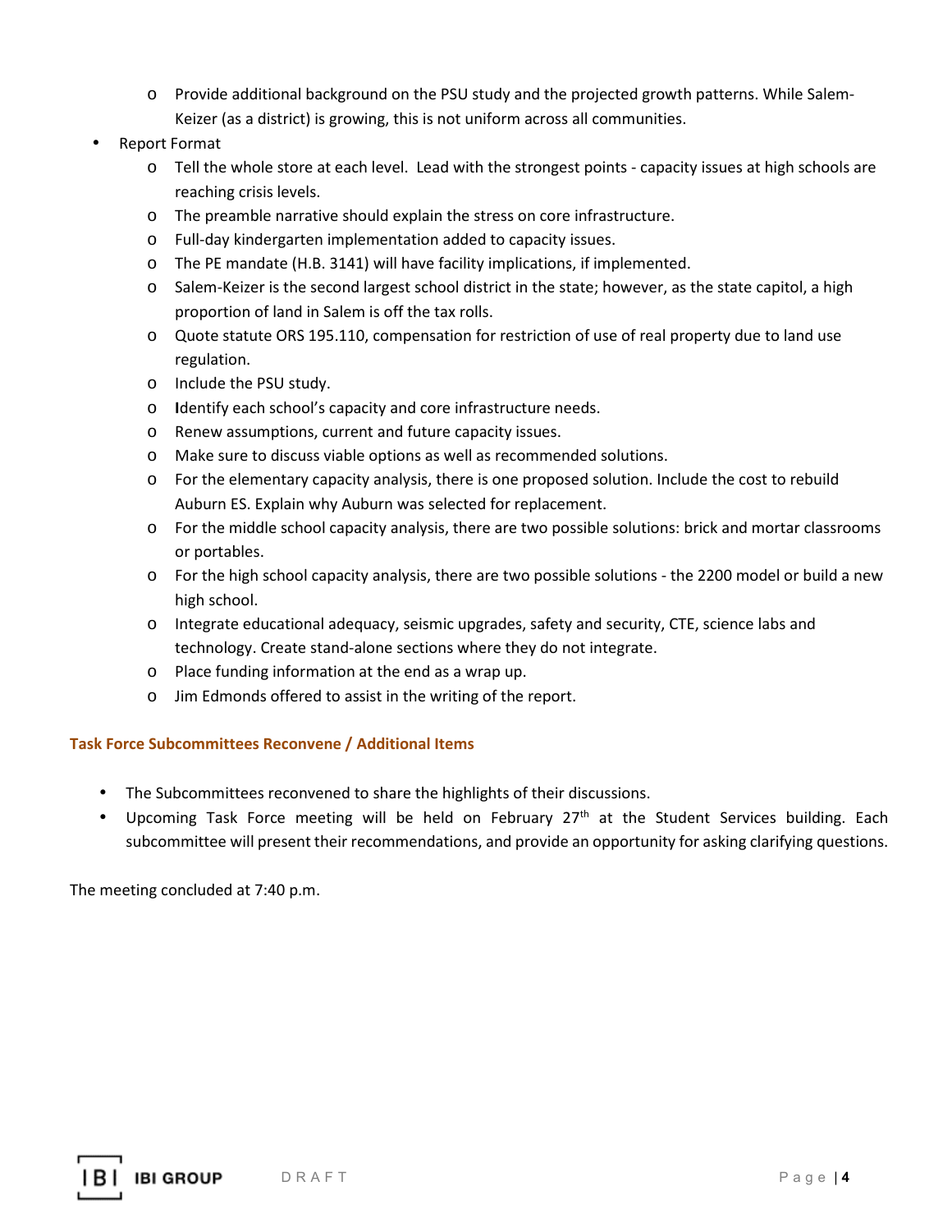- Provide additional background on the PSU study and the projected growth patterns. While Salem-Keizer (as a district) is growing, this is not uniform across all communities.
- Report Format
  - Tell the whole store at each level. Lead with the strongest points - capacity issues at high schools are reaching crisis levels.
  - The preamble narrative should explain the stress on core infrastructure.
  - Full-day kindergarten implementation added to capacity issues.
  - The PE mandate (H.B. 3141) will have facility implications, if implemented.
  - Salem-Keizer is the second largest school district in the state; however, as the state capitol, a high proportion of land in Salem is off the tax rolls.
  - Quote statute ORS 195.110, compensation for restriction of use of real property due to land use regulation.
  - Include the PSU study.
  - Identify each school's capacity and core infrastructure needs.
  - Renew assumptions, current and future capacity issues.
  - Make sure to discuss viable options as well as recommended solutions.
  - For the elementary capacity analysis, there is one proposed solution. Include the cost to rebuild Auburn ES. Explain why Auburn was selected for replacement.
  - For the middle school capacity analysis, there are two possible solutions: brick and mortar classrooms or portables.
  - For the high school capacity analysis, there are two possible solutions - the 2200 model or build a new high school.
  - Integrate educational adequacy, seismic upgrades, safety and security, CTE, science labs and technology. Create stand-alone sections where they do not integrate.
  - Place funding information at the end as a wrap up.
  - Jim Edmonds offered to assist in the writing of the report.

### Task Force Subcommittees Reconvene / Additional Items

- The Subcommittees reconvened to share the highlights of their discussions.
- Upcoming Task Force meeting will be held on February 27th at the Student Services building. Each subcommittee will present their recommendations, and provide an opportunity for asking clarifying questions.

The meeting concluded at 7:40 p.m.